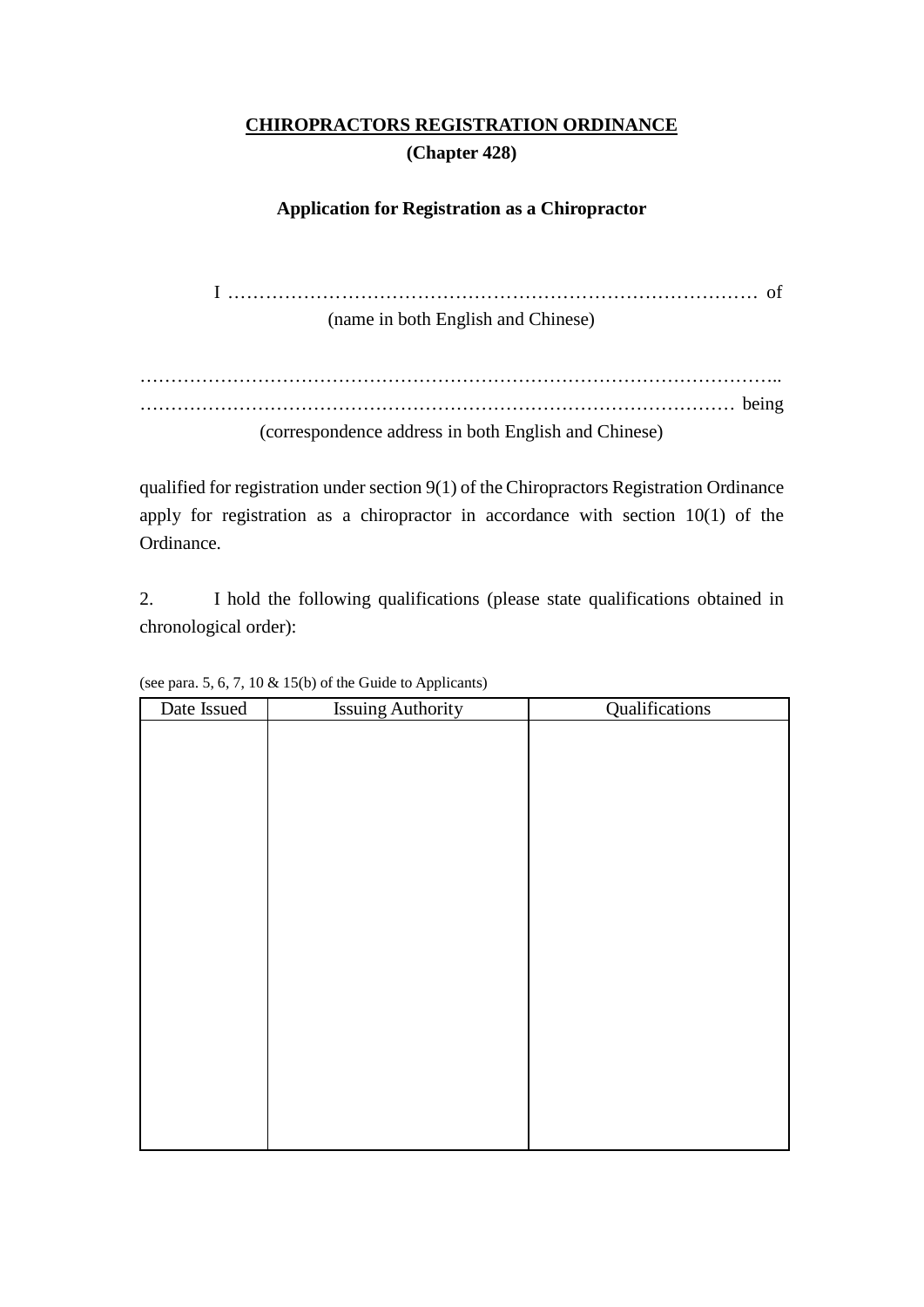**<u>CHIROPRACTORS REGISTRATION ORDINANCE</u>**

**(Chapter 428)**

**Application for Registration as a Chiropractor**

I ………………………………………………………………………… of
(name in both English and Chinese)

………………………………………………………………………………………..
………………………………………………………………………………… being
(correspondence address in both English and Chinese)

qualified for registration under section 9(1) of the Chiropractors Registration Ordinance apply for registration as a chiropractor in accordance with section 10(1) of the Ordinance.

2. I hold the following qualifications (please state qualifications obtained in chronological order):

(see para. 5, 6, 7, 10 & 15(b) of the Guide to Applicants)

| Date Issued | Issuing Authority | Qualifications |
| --- | --- | --- |
| | | |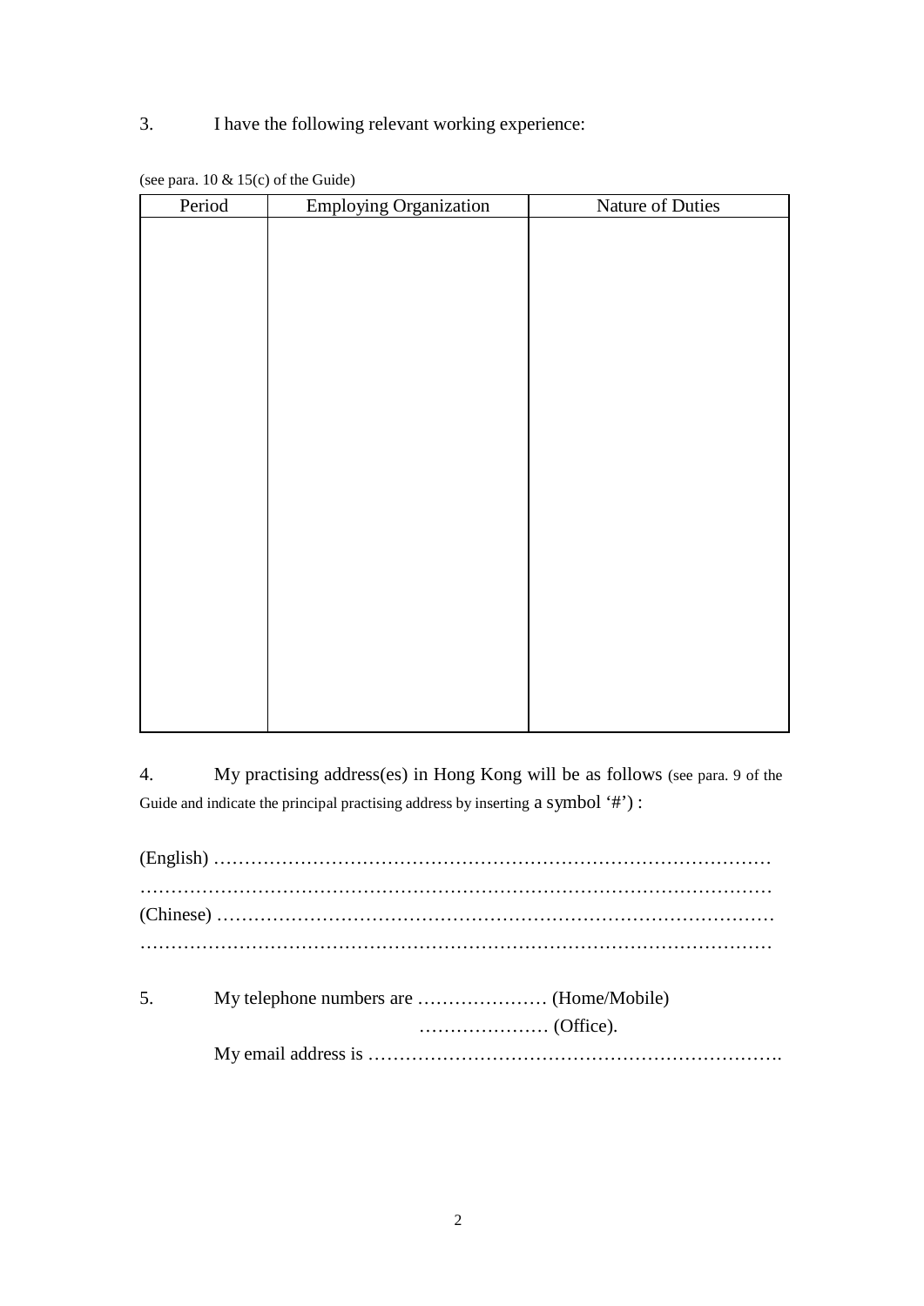3. I have the following relevant working experience:

(see para. 10 & 15(c) of the Guide)

| Period | Employing Organization | Nature of Duties |
|---|---|---|
| | | |

4. My practising address(es) in Hong Kong will be as follows (see para. 9 of the Guide and indicate the principal practising address by inserting a symbol '#') :

(English) ………………………………………………………………………………

………………………………………………………………………………………

(Chinese) ………………………………………………………………………………

………………………………………………………………………………………

5. My telephone numbers are ………………… (Home/Mobile)

………………… (Office).

My email address is …………………………………………………………….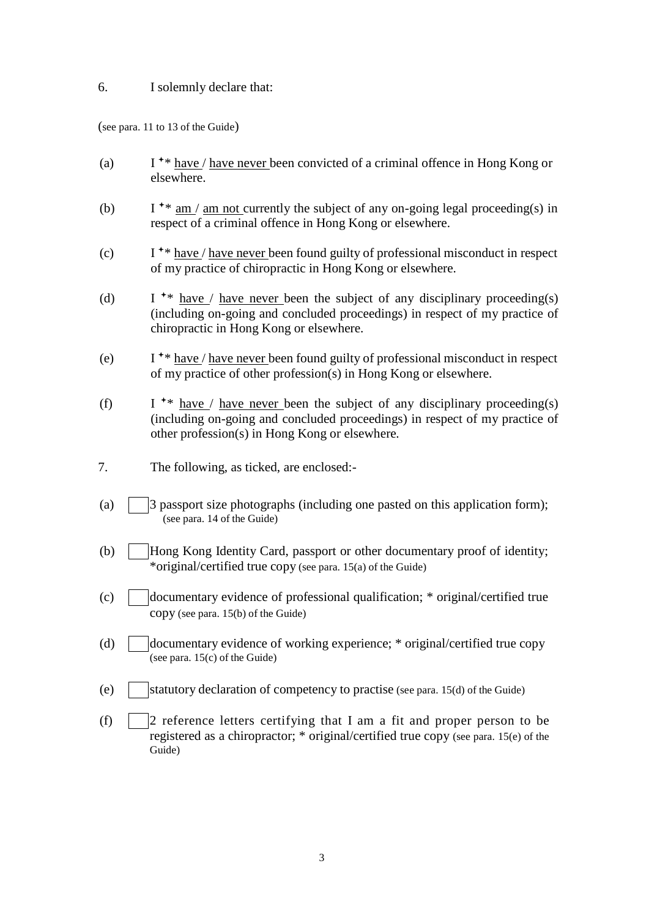6. I solemnly declare that:

(see para. 11 to 13 of the Guide)

(a) I ✦* have / have never been convicted of a criminal offence in Hong Kong or elsewhere.

(b) I ✦* am / am not currently the subject of any on-going legal proceeding(s) in respect of a criminal offence in Hong Kong or elsewhere.

(c) I ✦* have / have never been found guilty of professional misconduct in respect of my practice of chiropractic in Hong Kong or elsewhere.

(d) I ✦* have / have never been the subject of any disciplinary proceeding(s) (including on-going and concluded proceedings) in respect of my practice of chiropractic in Hong Kong or elsewhere.

(e) I ✦* have / have never been found guilty of professional misconduct in respect of my practice of other profession(s) in Hong Kong or elsewhere.

(f) I ✦* have / have never been the subject of any disciplinary proceeding(s) (including on-going and concluded proceedings) in respect of my practice of other profession(s) in Hong Kong or elsewhere.

7. The following, as ticked, are enclosed:-

(a) ☐ 3 passport size photographs (including one pasted on this application form); (see para. 14 of the Guide)

(b) ☐ Hong Kong Identity Card, passport or other documentary proof of identity; *original/certified true copy (see para. 15(a) of the Guide)

(c) ☐ documentary evidence of professional qualification; * original/certified true copy (see para. 15(b) of the Guide)

(d) ☐ documentary evidence of working experience; * original/certified true copy (see para. 15(c) of the Guide)

(e) ☐ statutory declaration of competency to practise (see para. 15(d) of the Guide)

(f) ☐ 2 reference letters certifying that I am a fit and proper person to be registered as a chiropractor; * original/certified true copy (see para. 15(e) of the Guide)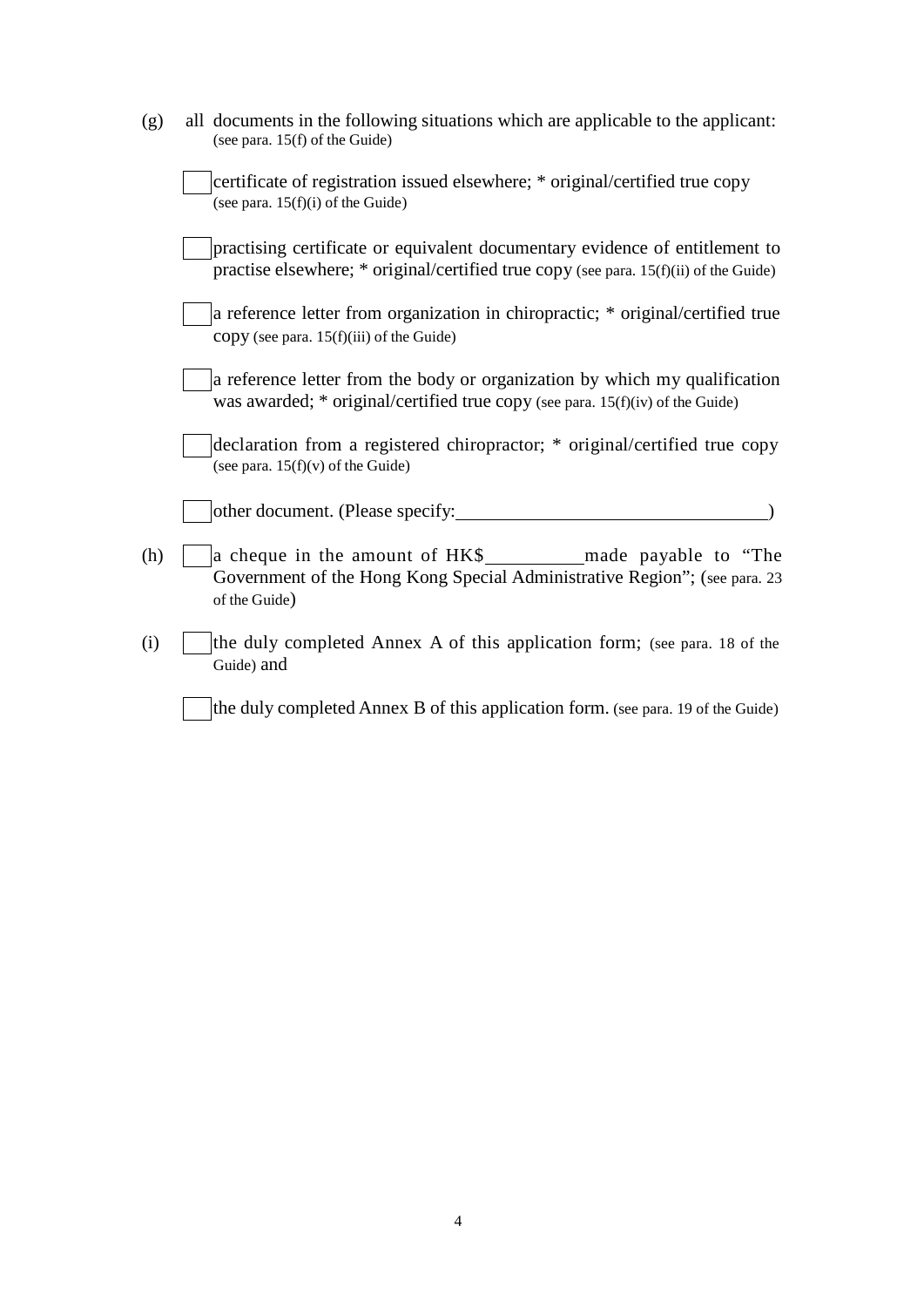(g) all documents in the following situations which are applicable to the applicant: (see para. 15(f) of the Guide)

- ☐ certificate of registration issued elsewhere; * original/certified true copy (see para. 15(f)(i) of the Guide)

- ☐ practising certificate or equivalent documentary evidence of entitlement to practise elsewhere; * original/certified true copy (see para. 15(f)(ii) of the Guide)

- ☐ a reference letter from organization in chiropractic; * original/certified true copy (see para. 15(f)(iii) of the Guide)

- ☐ a reference letter from the body or organization by which my qualification was awarded; * original/certified true copy (see para. 15(f)(iv) of the Guide)

- ☐ declaration from a registered chiropractor; * original/certified true copy (see para. 15(f)(v) of the Guide)

- ☐ other document. (Please specify: ______________________________ )

(h) ☐ a cheque in the amount of HK$__________ made payable to "The Government of the Hong Kong Special Administrative Region"; (see para. 23 of the Guide)

(i) ☐ the duly completed Annex A of this application form; (see para. 18 of the Guide) and

☐ the duly completed Annex B of this application form. (see para. 19 of the Guide)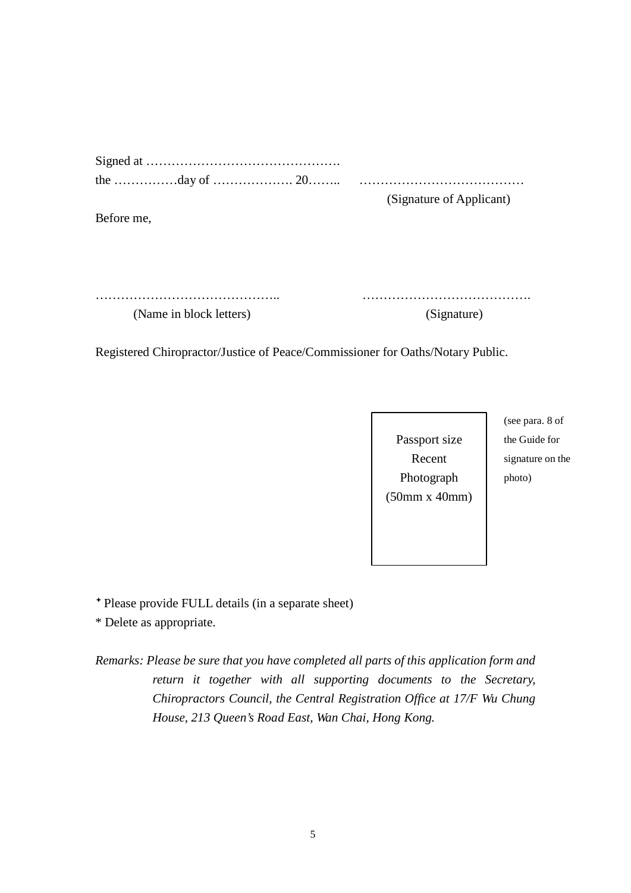Signed at ……………………………………….

the ……………day of ………………. 20……..      …………………………………

(Signature of Applicant)

Before me,

……………………………………..      ………………………………….

(Name in block letters)      (Signature)

Registered Chiropractor/Justice of Peace/Commissioner for Oaths/Notary Public.

| Passport size Recent Photograph (50mm x 40mm) |
|---|

(see para. 8 of the Guide for signature on the photo)

✦ Please provide FULL details (in a separate sheet)

* Delete as appropriate.

*Remarks: Please be sure that you have completed all parts of this application form and return it together with all supporting documents to the Secretary, Chiropractors Council, the Central Registration Office at 17/F Wu Chung House, 213 Queen's Road East, Wan Chai, Hong Kong.*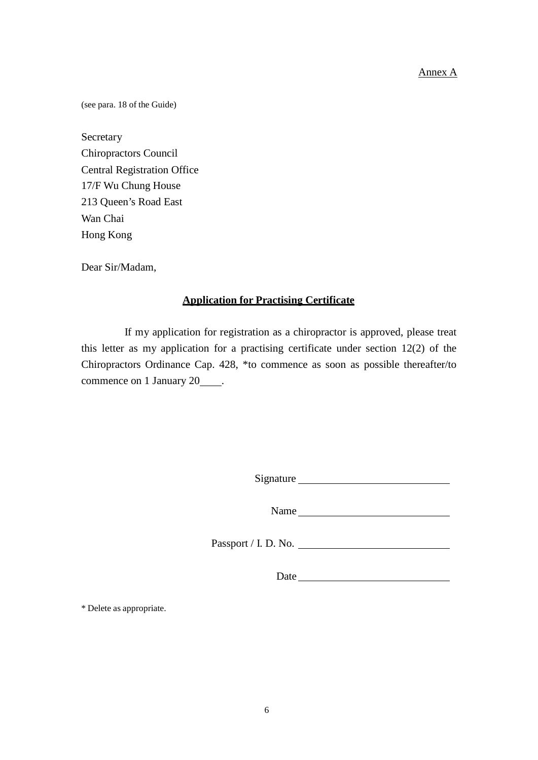Annex A

(see para. 18 of the Guide)

Secretary  
Chiropractors Council  
Central Registration Office  
17/F Wu Chung House  
213 Queen's Road East  
Wan Chai  
Hong Kong

Dear Sir/Madam,

**Application for Practising Certificate**

If my application for registration as a chiropractor is approved, please treat this letter as my application for a practising certificate under section 12(2) of the Chiropractors Ordinance Cap. 428, *to commence as soon as possible thereafter/to commence on 1 January 20____.

Signature ____________________________

Name ____________________________

Passport / I. D. No. ____________________________

Date ____________________________

* Delete as appropriate.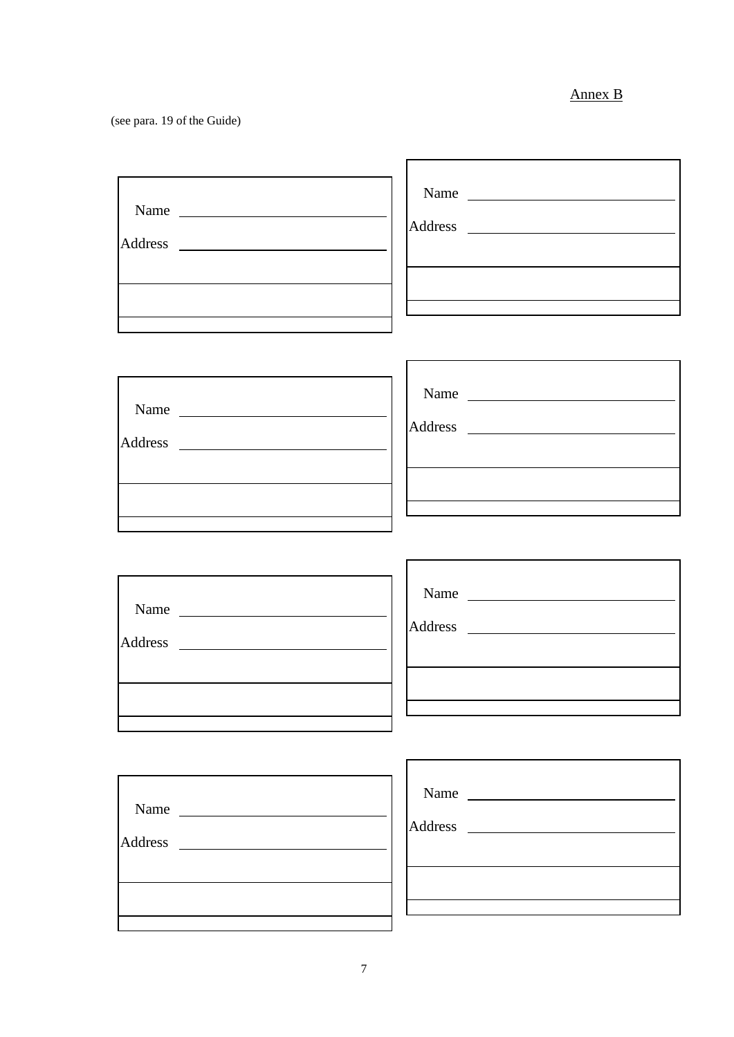Annex B

(see para. 19 of the Guide)

Name \_\_\_\_\_\_\_\_\_\_\_\_\_\_\_\_\_\_\_\_

Address \_\_\_\_\_\_\_\_\_\_\_\_\_\_\_\_\_\_\_\_

Name \_\_\_\_\_\_\_\_\_\_\_\_\_\_\_\_\_\_\_\_

Address \_\_\_\_\_\_\_\_\_\_\_\_\_\_\_\_\_\_\_\_

Name \_\_\_\_\_\_\_\_\_\_\_\_\_\_\_\_\_\_\_\_

Address \_\_\_\_\_\_\_\_\_\_\_\_\_\_\_\_\_\_\_\_

Name \_\_\_\_\_\_\_\_\_\_\_\_\_\_\_\_\_\_\_\_

Address \_\_\_\_\_\_\_\_\_\_\_\_\_\_\_\_\_\_\_\_

Name \_\_\_\_\_\_\_\_\_\_\_\_\_\_\_\_\_\_\_\_

Address \_\_\_\_\_\_\_\_\_\_\_\_\_\_\_\_\_\_\_\_

Name \_\_\_\_\_\_\_\_\_\_\_\_\_\_\_\_\_\_\_\_

Address \_\_\_\_\_\_\_\_\_\_\_\_\_\_\_\_\_\_\_\_

Name \_\_\_\_\_\_\_\_\_\_\_\_\_\_\_\_\_\_\_\_

Address \_\_\_\_\_\_\_\_\_\_\_\_\_\_\_\_\_\_\_\_

Name \_\_\_\_\_\_\_\_\_\_\_\_\_\_\_\_\_\_\_\_

Address \_\_\_\_\_\_\_\_\_\_\_\_\_\_\_\_\_\_\_\_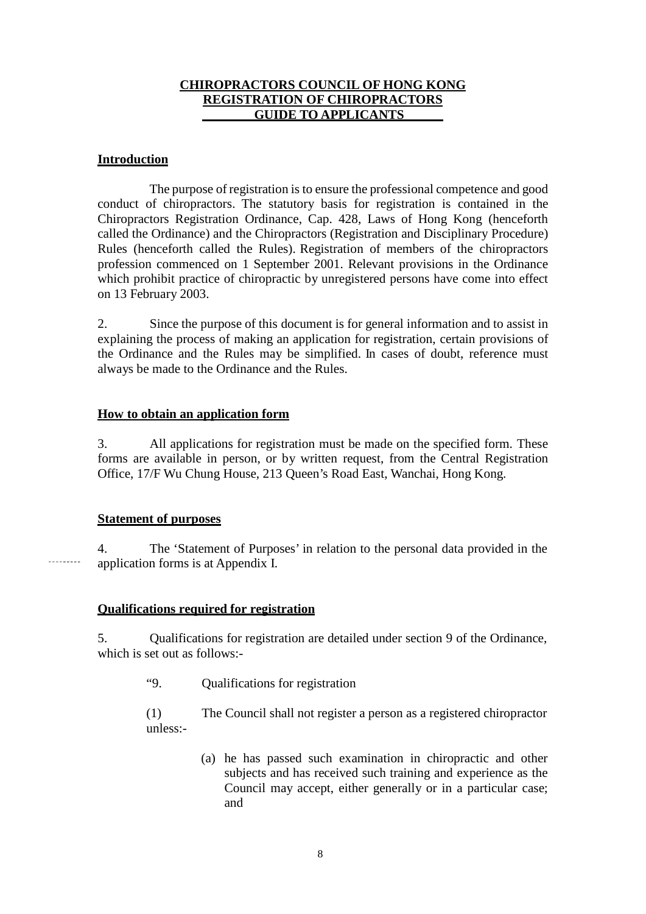# CHIROPRACTORS COUNCIL OF HONG KONG
# REGISTRATION OF CHIROPRACTORS
# GUIDE TO APPLICANTS

## Introduction

The purpose of registration is to ensure the professional competence and good conduct of chiropractors. The statutory basis for registration is contained in the Chiropractors Registration Ordinance, Cap. 428, Laws of Hong Kong (henceforth called the Ordinance) and the Chiropractors (Registration and Disciplinary Procedure) Rules (henceforth called the Rules). Registration of members of the chiropractors profession commenced on 1 September 2001. Relevant provisions in the Ordinance which prohibit practice of chiropractic by unregistered persons have come into effect on 13 February 2003.

2. Since the purpose of this document is for general information and to assist in explaining the process of making an application for registration, certain provisions of the Ordinance and the Rules may be simplified. In cases of doubt, reference must always be made to the Ordinance and the Rules.

## How to obtain an application form

3. All applications for registration must be made on the specified form. These forms are available in person, or by written request, from the Central Registration Office, 17/F Wu Chung House, 213 Queen's Road East, Wanchai, Hong Kong.

## Statement of purposes

4. The 'Statement of Purposes' in relation to the personal data provided in the application forms is at Appendix I.

## Qualifications required for registration

5. Qualifications for registration are detailed under section 9 of the Ordinance, which is set out as follows:-

> "9. Qualifications for registration
>
> (1) The Council shall not register a person as a registered chiropractor unless:-
>
> (a) he has passed such examination in chiropractic and other subjects and has received such training and experience as the Council may accept, either generally or in a particular case; and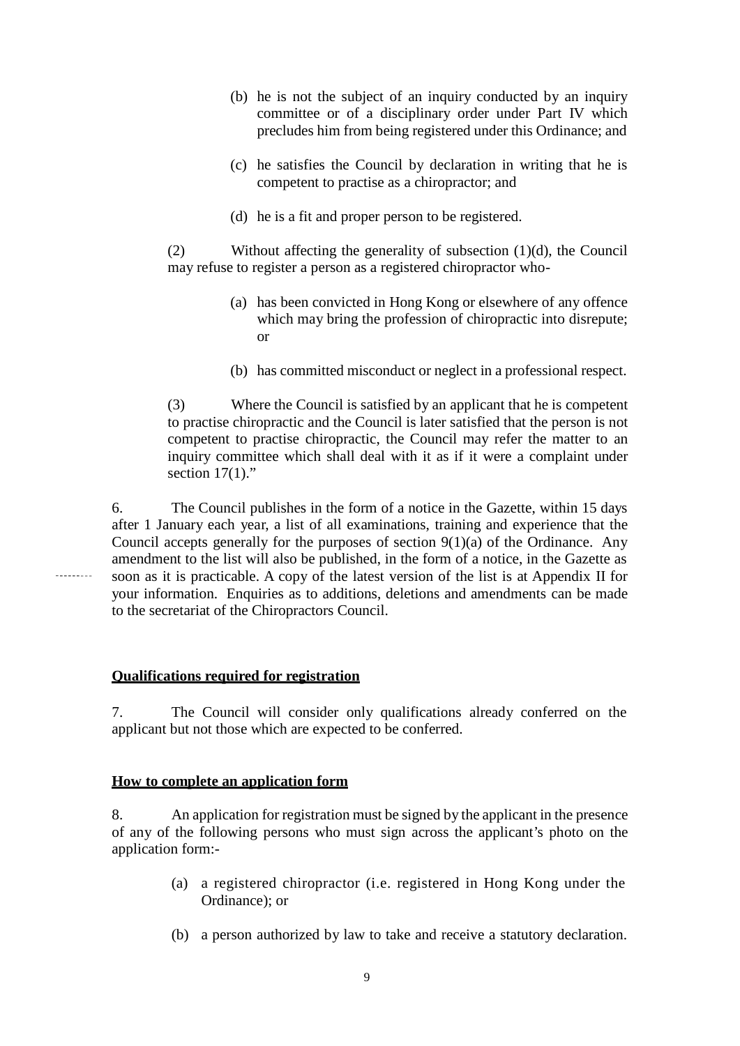(b) he is not the subject of an inquiry conducted by an inquiry committee or of a disciplinary order under Part IV which precludes him from being registered under this Ordinance; and

(c) he satisfies the Council by declaration in writing that he is competent to practise as a chiropractor; and

(d) he is a fit and proper person to be registered.

(2) Without affecting the generality of subsection (1)(d), the Council may refuse to register a person as a registered chiropractor who-

(a) has been convicted in Hong Kong or elsewhere of any offence which may bring the profession of chiropractic into disrepute; or

(b) has committed misconduct or neglect in a professional respect.

(3) Where the Council is satisfied by an applicant that he is competent to practise chiropractic and the Council is later satisfied that the person is not competent to practise chiropractic, the Council may refer the matter to an inquiry committee which shall deal with it as if it were a complaint under section 17(1)."

6. The Council publishes in the form of a notice in the Gazette, within 15 days after 1 January each year, a list of all examinations, training and experience that the Council accepts generally for the purposes of section 9(1)(a) of the Ordinance. Any amendment to the list will also be published, in the form of a notice, in the Gazette as soon as it is practicable. A copy of the latest version of the list is at Appendix II for your information. Enquiries as to additions, deletions and amendments can be made to the secretariat of the Chiropractors Council.

**Qualifications required for registration**

7. The Council will consider only qualifications already conferred on the applicant but not those which are expected to be conferred.

**How to complete an application form**

8. An application for registration must be signed by the applicant in the presence of any of the following persons who must sign across the applicant's photo on the application form:-

(a) a registered chiropractor (i.e. registered in Hong Kong under the Ordinance); or

(b) a person authorized by law to take and receive a statutory declaration.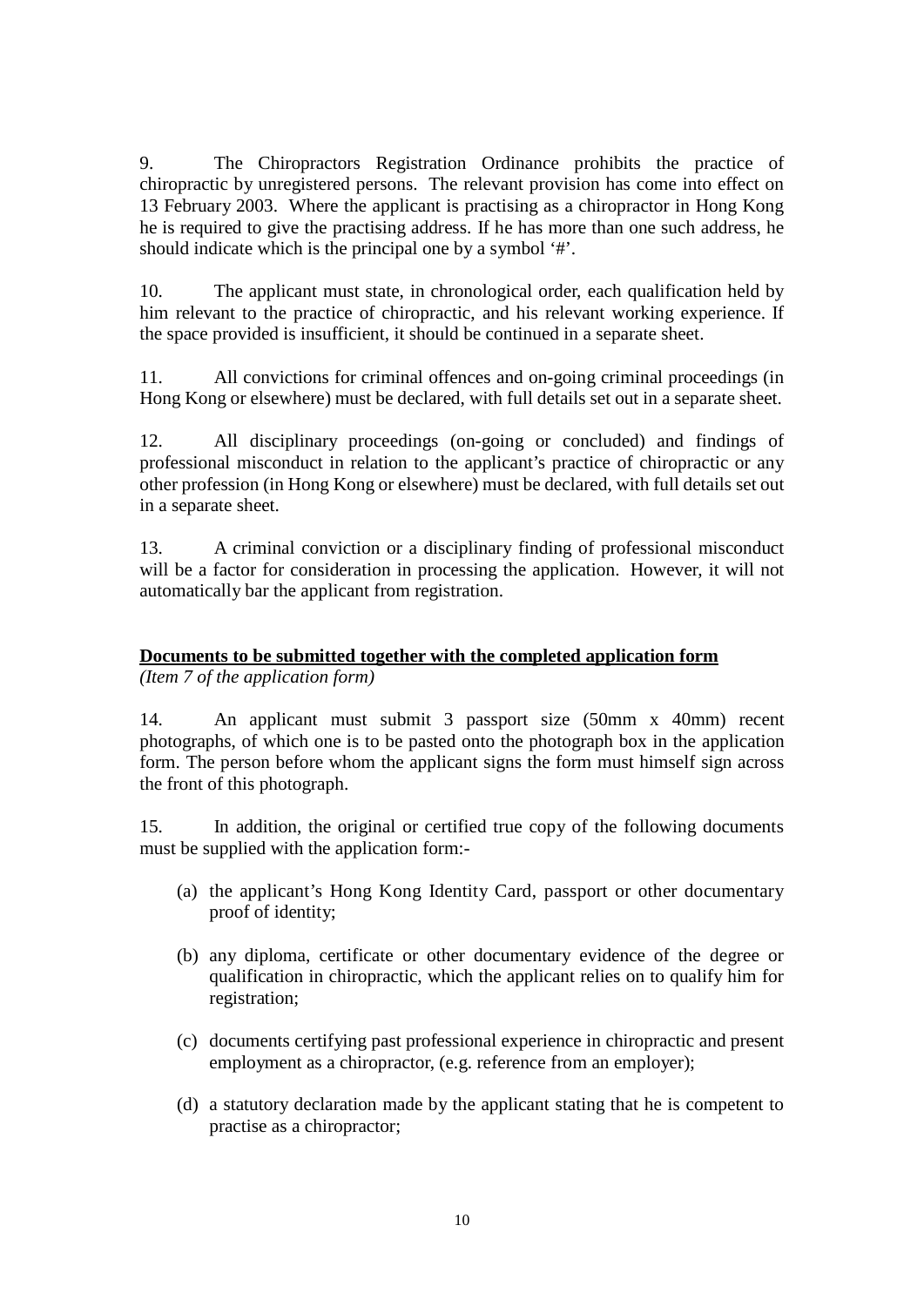9. The Chiropractors Registration Ordinance prohibits the practice of chiropractic by unregistered persons. The relevant provision has come into effect on 13 February 2003. Where the applicant is practising as a chiropractor in Hong Kong he is required to give the practising address. If he has more than one such address, he should indicate which is the principal one by a symbol '#'.

10. The applicant must state, in chronological order, each qualification held by him relevant to the practice of chiropractic, and his relevant working experience. If the space provided is insufficient, it should be continued in a separate sheet.

11. All convictions for criminal offences and on-going criminal proceedings (in Hong Kong or elsewhere) must be declared, with full details set out in a separate sheet.

12. All disciplinary proceedings (on-going or concluded) and findings of professional misconduct in relation to the applicant's practice of chiropractic or any other profession (in Hong Kong or elsewhere) must be declared, with full details set out in a separate sheet.

13. A criminal conviction or a disciplinary finding of professional misconduct will be a factor for consideration in processing the application. However, it will not automatically bar the applicant from registration.

## Documents to be submitted together with the completed application form

*(Item 7 of the application form)*

14. An applicant must submit 3 passport size (50mm x 40mm) recent photographs, of which one is to be pasted onto the photograph box in the application form. The person before whom the applicant signs the form must himself sign across the front of this photograph.

15. In addition, the original or certified true copy of the following documents must be supplied with the application form:-

(a) the applicant's Hong Kong Identity Card, passport or other documentary proof of identity;

(b) any diploma, certificate or other documentary evidence of the degree or qualification in chiropractic, which the applicant relies on to qualify him for registration;

(c) documents certifying past professional experience in chiropractic and present employment as a chiropractor, (e.g. reference from an employer);

(d) a statutory declaration made by the applicant stating that he is competent to practise as a chiropractor;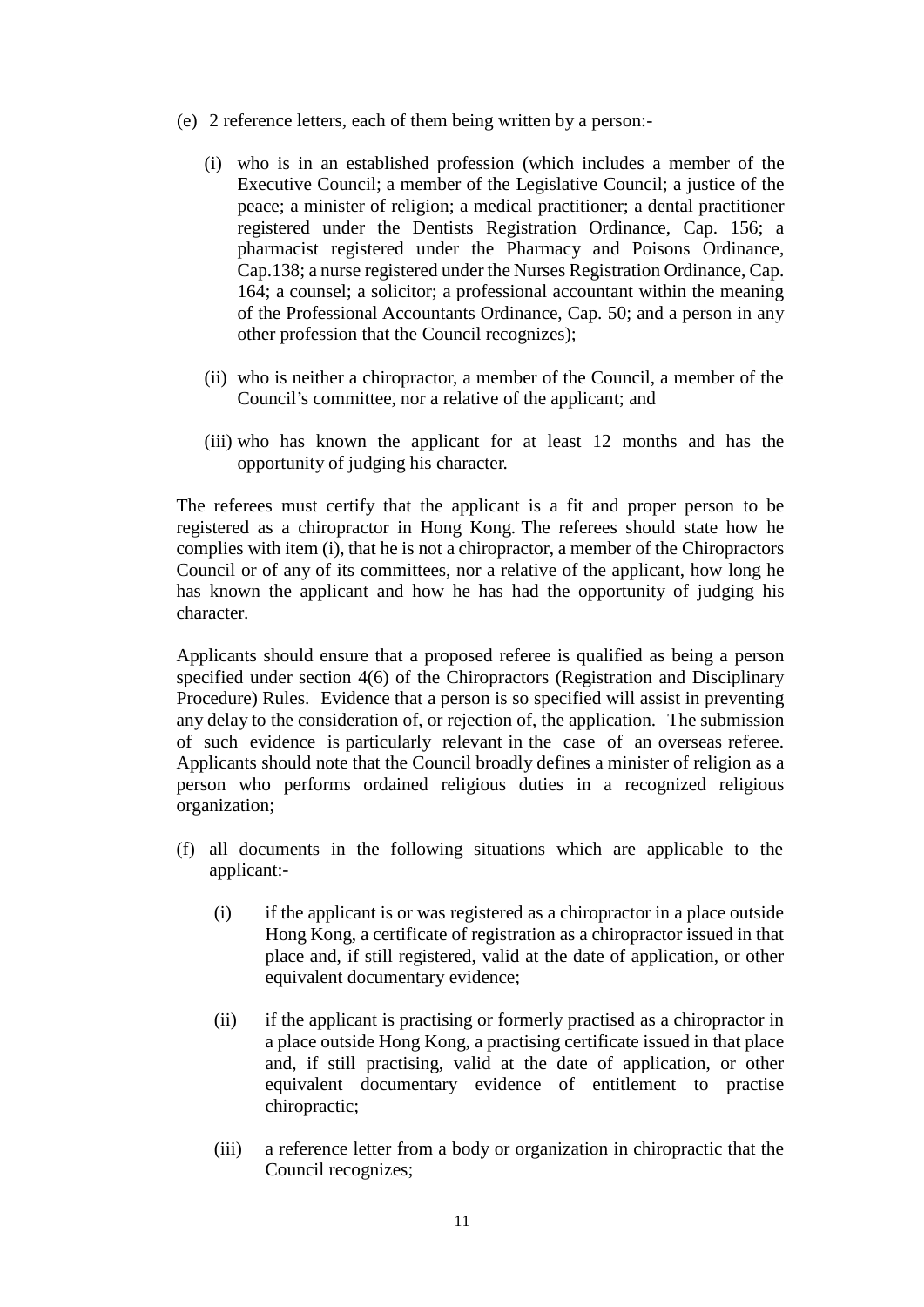(e) 2 reference letters, each of them being written by a person:-

  (i) who is in an established profession (which includes a member of the Executive Council; a member of the Legislative Council; a justice of the peace; a minister of religion; a medical practitioner; a dental practitioner registered under the Dentists Registration Ordinance, Cap. 156; a pharmacist registered under the Pharmacy and Poisons Ordinance, Cap.138; a nurse registered under the Nurses Registration Ordinance, Cap. 164; a counsel; a solicitor; a professional accountant within the meaning of the Professional Accountants Ordinance, Cap. 50; and a person in any other profession that the Council recognizes);

  (ii) who is neither a chiropractor, a member of the Council, a member of the Council's committee, nor a relative of the applicant; and

  (iii) who has known the applicant for at least 12 months and has the opportunity of judging his character.

The referees must certify that the applicant is a fit and proper person to be registered as a chiropractor in Hong Kong. The referees should state how he complies with item (i), that he is not a chiropractor, a member of the Chiropractors Council or of any of its committees, nor a relative of the applicant, how long he has known the applicant and how he has had the opportunity of judging his character.

Applicants should ensure that a proposed referee is qualified as being a person specified under section 4(6) of the Chiropractors (Registration and Disciplinary Procedure) Rules. Evidence that a person is so specified will assist in preventing any delay to the consideration of, or rejection of, the application. The submission of such evidence is particularly relevant in the case of an overseas referee. Applicants should note that the Council broadly defines a minister of religion as a person who performs ordained religious duties in a recognized religious organization;

(f) all documents in the following situations which are applicable to the applicant:-

  (i) if the applicant is or was registered as a chiropractor in a place outside Hong Kong, a certificate of registration as a chiropractor issued in that place and, if still registered, valid at the date of application, or other equivalent documentary evidence;

  (ii) if the applicant is practising or formerly practised as a chiropractor in a place outside Hong Kong, a practising certificate issued in that place and, if still practising, valid at the date of application, or other equivalent documentary evidence of entitlement to practise chiropractic;

  (iii) a reference letter from a body or organization in chiropractic that the Council recognizes;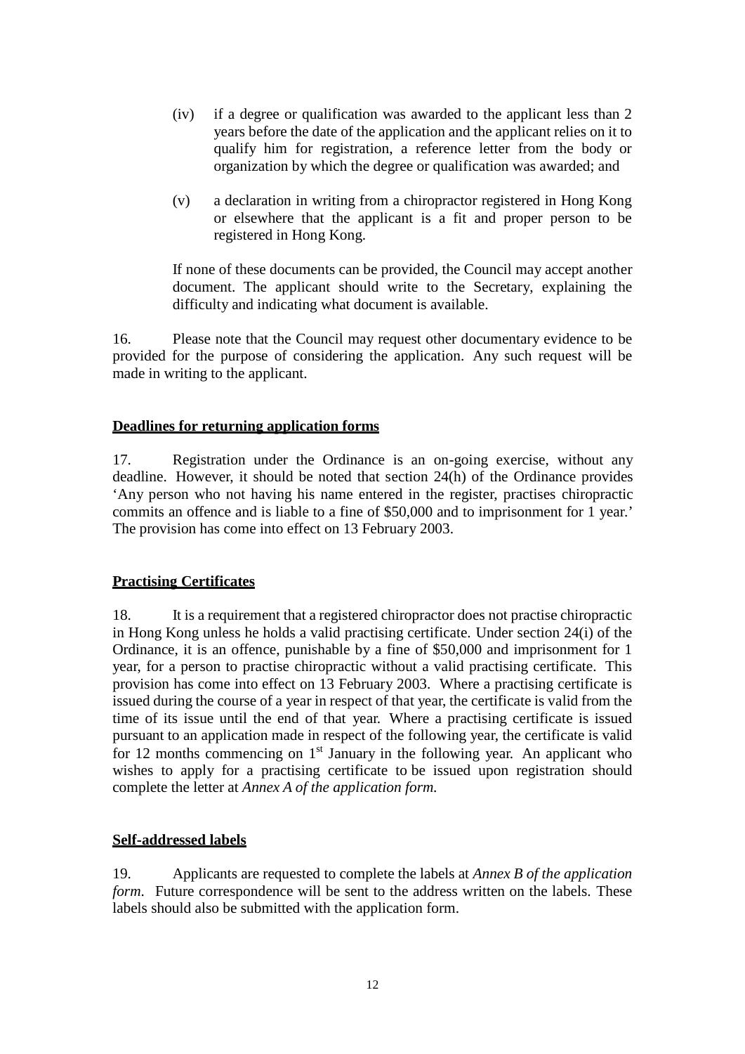(iv) if a degree or qualification was awarded to the applicant less than 2 years before the date of the application and the applicant relies on it to qualify him for registration, a reference letter from the body or organization by which the degree or qualification was awarded; and

(v) a declaration in writing from a chiropractor registered in Hong Kong or elsewhere that the applicant is a fit and proper person to be registered in Hong Kong.

If none of these documents can be provided, the Council may accept another document. The applicant should write to the Secretary, explaining the difficulty and indicating what document is available.

16. Please note that the Council may request other documentary evidence to be provided for the purpose of considering the application. Any such request will be made in writing to the applicant.

**Deadlines for returning application forms**

17. Registration under the Ordinance is an on-going exercise, without any deadline. However, it should be noted that section 24(h) of the Ordinance provides 'Any person who not having his name entered in the register, practises chiropractic commits an offence and is liable to a fine of $50,000 and to imprisonment for 1 year.' The provision has come into effect on 13 February 2003.

**Practising Certificates**

18. It is a requirement that a registered chiropractor does not practise chiropractic in Hong Kong unless he holds a valid practising certificate. Under section 24(i) of the Ordinance, it is an offence, punishable by a fine of $50,000 and imprisonment for 1 year, for a person to practise chiropractic without a valid practising certificate. This provision has come into effect on 13 February 2003. Where a practising certificate is issued during the course of a year in respect of that year, the certificate is valid from the time of its issue until the end of that year. Where a practising certificate is issued pursuant to an application made in respect of the following year, the certificate is valid for 12 months commencing on 1st January in the following year. An applicant who wishes to apply for a practising certificate to be issued upon registration should complete the letter at *Annex A of the application form.*

**Self-addressed labels**

19. Applicants are requested to complete the labels at *Annex B of the application form*. Future correspondence will be sent to the address written on the labels. These labels should also be submitted with the application form.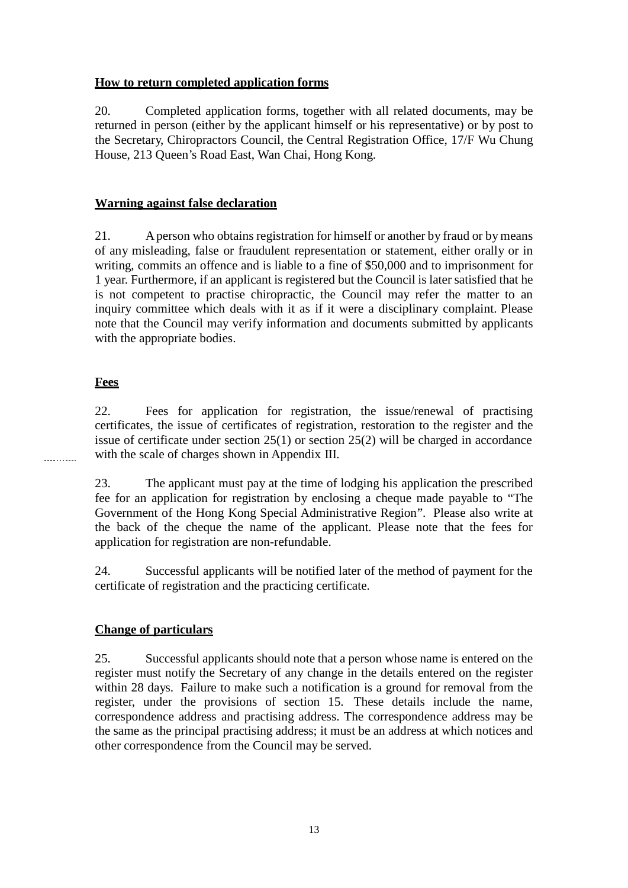**<u>How to return completed application forms</u>**

20. Completed application forms, together with all related documents, may be returned in person (either by the applicant himself or his representative) or by post to the Secretary, Chiropractors Council, the Central Registration Office, 17/F Wu Chung House, 213 Queen's Road East, Wan Chai, Hong Kong.

**<u>Warning against false declaration</u>**

21. A person who obtains registration for himself or another by fraud or by means of any misleading, false or fraudulent representation or statement, either orally or in writing, commits an offence and is liable to a fine of $50,000 and to imprisonment for 1 year. Furthermore, if an applicant is registered but the Council is later satisfied that he is not competent to practise chiropractic, the Council may refer the matter to an inquiry committee which deals with it as if it were a disciplinary complaint. Please note that the Council may verify information and documents submitted by applicants with the appropriate bodies.

**<u>Fees</u>**

22. Fees for application for registration, the issue/renewal of practising certificates, the issue of certificates of registration, restoration to the register and the issue of certificate under section 25(1) or section 25(2) will be charged in accordance with the scale of charges shown in Appendix III.

23. The applicant must pay at the time of lodging his application the prescribed fee for an application for registration by enclosing a cheque made payable to "The Government of the Hong Kong Special Administrative Region". Please also write at the back of the cheque the name of the applicant. Please note that the fees for application for registration are non-refundable.

24. Successful applicants will be notified later of the method of payment for the certificate of registration and the practicing certificate.

**<u>Change of particulars</u>**

25. Successful applicants should note that a person whose name is entered on the register must notify the Secretary of any change in the details entered on the register within 28 days. Failure to make such a notification is a ground for removal from the register, under the provisions of section 15. These details include the name, correspondence address and practising address. The correspondence address may be the same as the principal practising address; it must be an address at which notices and other correspondence from the Council may be served.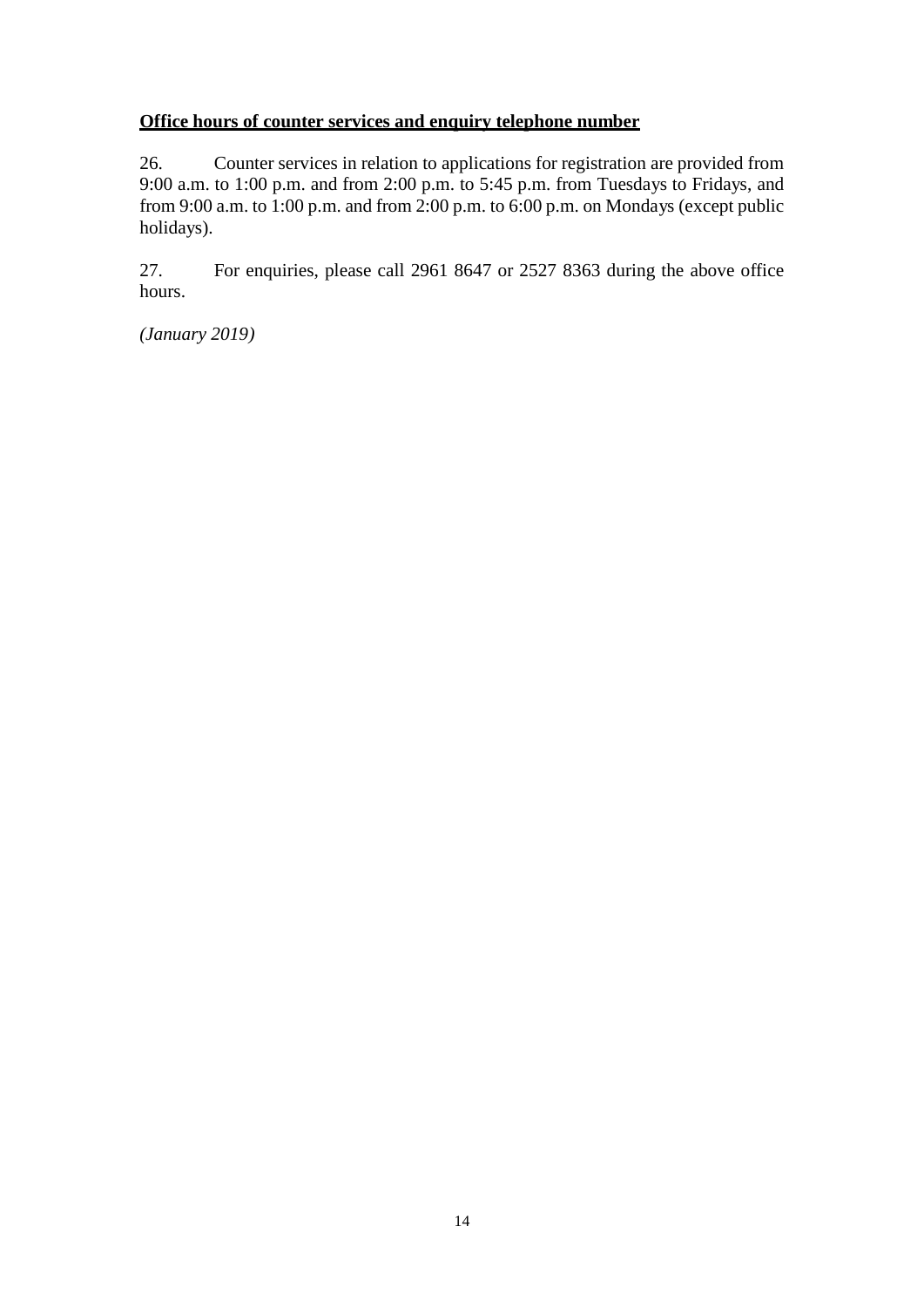**<u>Office hours of counter services and enquiry telephone number</u>**

26. Counter services in relation to applications for registration are provided from 9:00 a.m. to 1:00 p.m. and from 2:00 p.m. to 5:45 p.m. from Tuesdays to Fridays, and from 9:00 a.m. to 1:00 p.m. and from 2:00 p.m. to 6:00 p.m. on Mondays (except public holidays).

27. For enquiries, please call 2961 8647 or 2527 8363 during the above office hours.

*(January 2019)*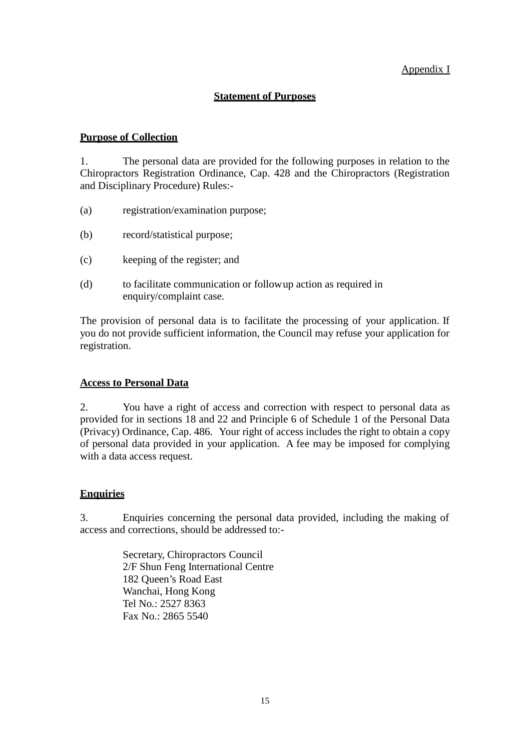Appendix I

## Statement of Purposes

### Purpose of Collection

1. The personal data are provided for the following purposes in relation to the Chiropractors Registration Ordinance, Cap. 428 and the Chiropractors (Registration and Disciplinary Procedure) Rules:-

(a) registration/examination purpose;

(b) record/statistical purpose;

(c) keeping of the register; and

(d) to facilitate communication or followup action as required in enquiry/complaint case.

The provision of personal data is to facilitate the processing of your application. If you do not provide sufficient information, the Council may refuse your application for registration.

### Access to Personal Data

2. You have a right of access and correction with respect to personal data as provided for in sections 18 and 22 and Principle 6 of Schedule 1 of the Personal Data (Privacy) Ordinance, Cap. 486. Your right of access includes the right to obtain a copy of personal data provided in your application. A fee may be imposed for complying with a data access request.

### Enquiries

3. Enquiries concerning the personal data provided, including the making of access and corrections, should be addressed to:-

Secretary, Chiropractors Council
2/F Shun Feng International Centre
182 Queen's Road East
Wanchai, Hong Kong
Tel No.: 2527 8363
Fax No.: 2865 5540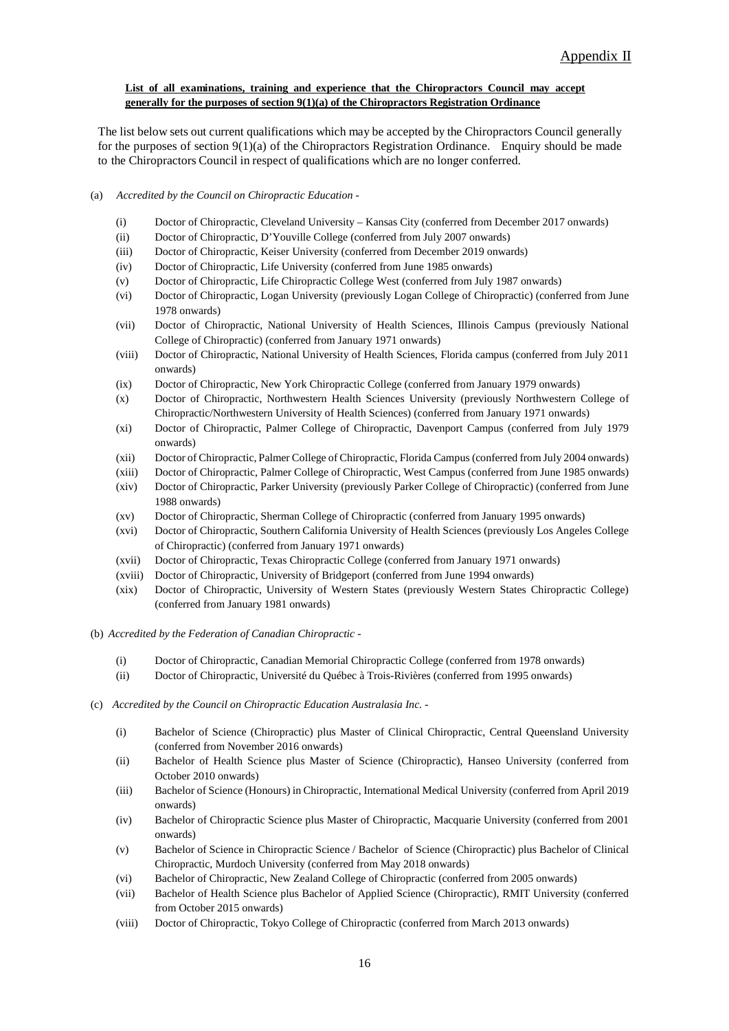Appendix II

**List of all examinations, training and experience that the Chiropractors Council may accept generally for the purposes of section 9(1)(a) of the Chiropractors Registration Ordinance**

The list below sets out current qualifications which may be accepted by the Chiropractors Council generally for the purposes of section 9(1)(a) of the Chiropractors Registration Ordinance. Enquiry should be made to the Chiropractors Council in respect of qualifications which are no longer conferred.

(a) *Accredited by the Council on Chiropractic Education* -

- (i) Doctor of Chiropractic, Cleveland University – Kansas City (conferred from December 2017 onwards)
- (ii) Doctor of Chiropractic, D'Youville College (conferred from July 2007 onwards)
- (iii) Doctor of Chiropractic, Keiser University (conferred from December 2019 onwards)
- (iv) Doctor of Chiropractic, Life University (conferred from June 1985 onwards)
- (v) Doctor of Chiropractic, Life Chiropractic College West (conferred from July 1987 onwards)
- (vi) Doctor of Chiropractic, Logan University (previously Logan College of Chiropractic) (conferred from June 1978 onwards)
- (vii) Doctor of Chiropractic, National University of Health Sciences, Illinois Campus (previously National College of Chiropractic) (conferred from January 1971 onwards)
- (viii) Doctor of Chiropractic, National University of Health Sciences, Florida campus (conferred from July 2011 onwards)
- (ix) Doctor of Chiropractic, New York Chiropractic College (conferred from January 1979 onwards)
- (x) Doctor of Chiropractic, Northwestern Health Sciences University (previously Northwestern College of Chiropractic/Northwestern University of Health Sciences) (conferred from January 1971 onwards)
- (xi) Doctor of Chiropractic, Palmer College of Chiropractic, Davenport Campus (conferred from July 1979 onwards)
- (xii) Doctor of Chiropractic, Palmer College of Chiropractic, Florida Campus (conferred from July 2004 onwards)
- (xiii) Doctor of Chiropractic, Palmer College of Chiropractic, West Campus (conferred from June 1985 onwards)
- (xiv) Doctor of Chiropractic, Parker University (previously Parker College of Chiropractic) (conferred from June 1988 onwards)
- (xv) Doctor of Chiropractic, Sherman College of Chiropractic (conferred from January 1995 onwards)
- (xvi) Doctor of Chiropractic, Southern California University of Health Sciences (previously Los Angeles College of Chiropractic) (conferred from January 1971 onwards)
- (xvii) Doctor of Chiropractic, Texas Chiropractic College (conferred from January 1971 onwards)
- (xviii) Doctor of Chiropractic, University of Bridgeport (conferred from June 1994 onwards)
- (xix) Doctor of Chiropractic, University of Western States (previously Western States Chiropractic College) (conferred from January 1981 onwards)

(b) *Accredited by the Federation of Canadian Chiropractic* -

- (i) Doctor of Chiropractic, Canadian Memorial Chiropractic College (conferred from 1978 onwards)
- (ii) Doctor of Chiropractic, Université du Québec à Trois-Rivières (conferred from 1995 onwards)

(c) *Accredited by the Council on Chiropractic Education Australasia Inc.* -

- (i) Bachelor of Science (Chiropractic) plus Master of Clinical Chiropractic, Central Queensland University (conferred from November 2016 onwards)
- (ii) Bachelor of Health Science plus Master of Science (Chiropractic), Hanseo University (conferred from October 2010 onwards)
- (iii) Bachelor of Science (Honours) in Chiropractic, International Medical University (conferred from April 2019 onwards)
- (iv) Bachelor of Chiropractic Science plus Master of Chiropractic, Macquarie University (conferred from 2001 onwards)
- (v) Bachelor of Science in Chiropractic Science / Bachelor of Science (Chiropractic) plus Bachelor of Clinical Chiropractic, Murdoch University (conferred from May 2018 onwards)
- (vi) Bachelor of Chiropractic, New Zealand College of Chiropractic (conferred from 2005 onwards)
- (vii) Bachelor of Health Science plus Bachelor of Applied Science (Chiropractic), RMIT University (conferred from October 2015 onwards)
- (viii) Doctor of Chiropractic, Tokyo College of Chiropractic (conferred from March 2013 onwards)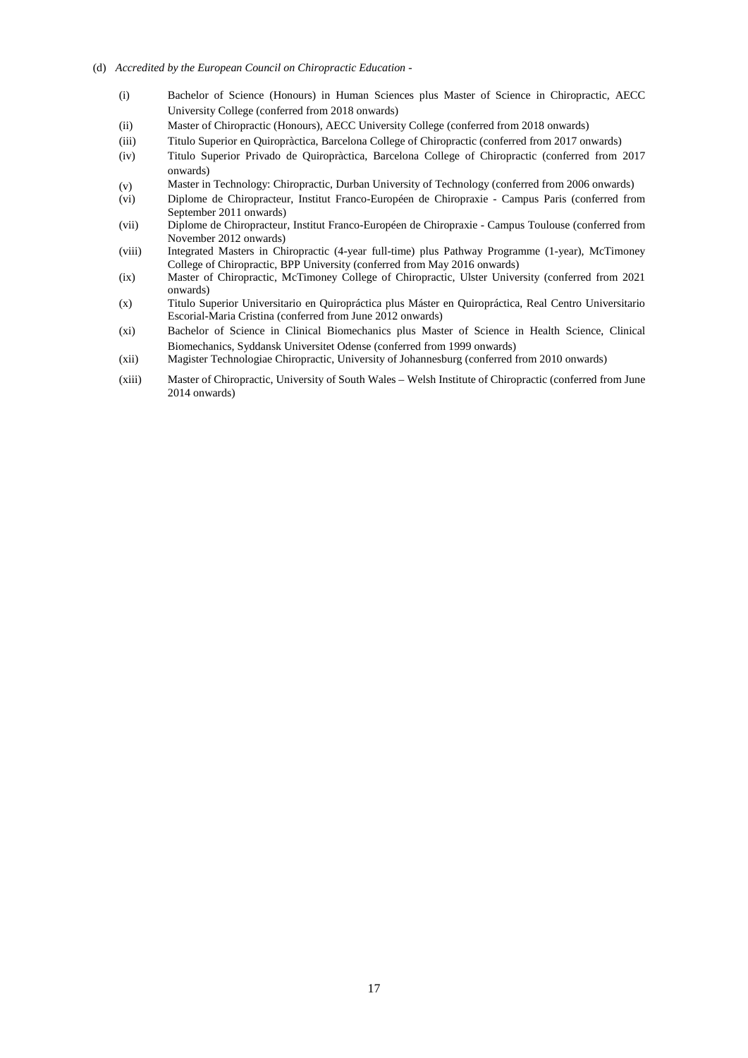(d) *Accredited by the European Council on Chiropractic Education -*

(i) Bachelor of Science (Honours) in Human Sciences plus Master of Science in Chiropractic, AECC University College (conferred from 2018 onwards)

(ii) Master of Chiropractic (Honours), AECC University College (conferred from 2018 onwards)

(iii) Titulo Superior en Quiropràctica, Barcelona College of Chiropractic (conferred from 2017 onwards)

(iv) Titulo Superior Privado de Quiropràctica, Barcelona College of Chiropractic (conferred from 2017 onwards)

(v) Master in Technology: Chiropractic, Durban University of Technology (conferred from 2006 onwards)

(vi) Diplome de Chiropracteur, Institut Franco-Européen de Chiropraxie - Campus Paris (conferred from September 2011 onwards)

(vii) Diplome de Chiropracteur, Institut Franco-Européen de Chiropraxie - Campus Toulouse (conferred from November 2012 onwards)

(viii) Integrated Masters in Chiropractic (4-year full-time) plus Pathway Programme (1-year), McTimoney College of Chiropractic, BPP University (conferred from May 2016 onwards)

(ix) Master of Chiropractic, McTimoney College of Chiropractic, Ulster University (conferred from 2021 onwards)

(x) Titulo Superior Universitario en Quiropráctica plus Máster en Quiropráctica, Real Centro Universitario Escorial-Maria Cristina (conferred from June 2012 onwards)

(xi) Bachelor of Science in Clinical Biomechanics plus Master of Science in Health Science, Clinical Biomechanics, Syddansk Universitet Odense (conferred from 1999 onwards)

(xii) Magister Technologiae Chiropractic, University of Johannesburg (conferred from 2010 onwards)

(xiii) Master of Chiropractic, University of South Wales – Welsh Institute of Chiropractic (conferred from June 2014 onwards)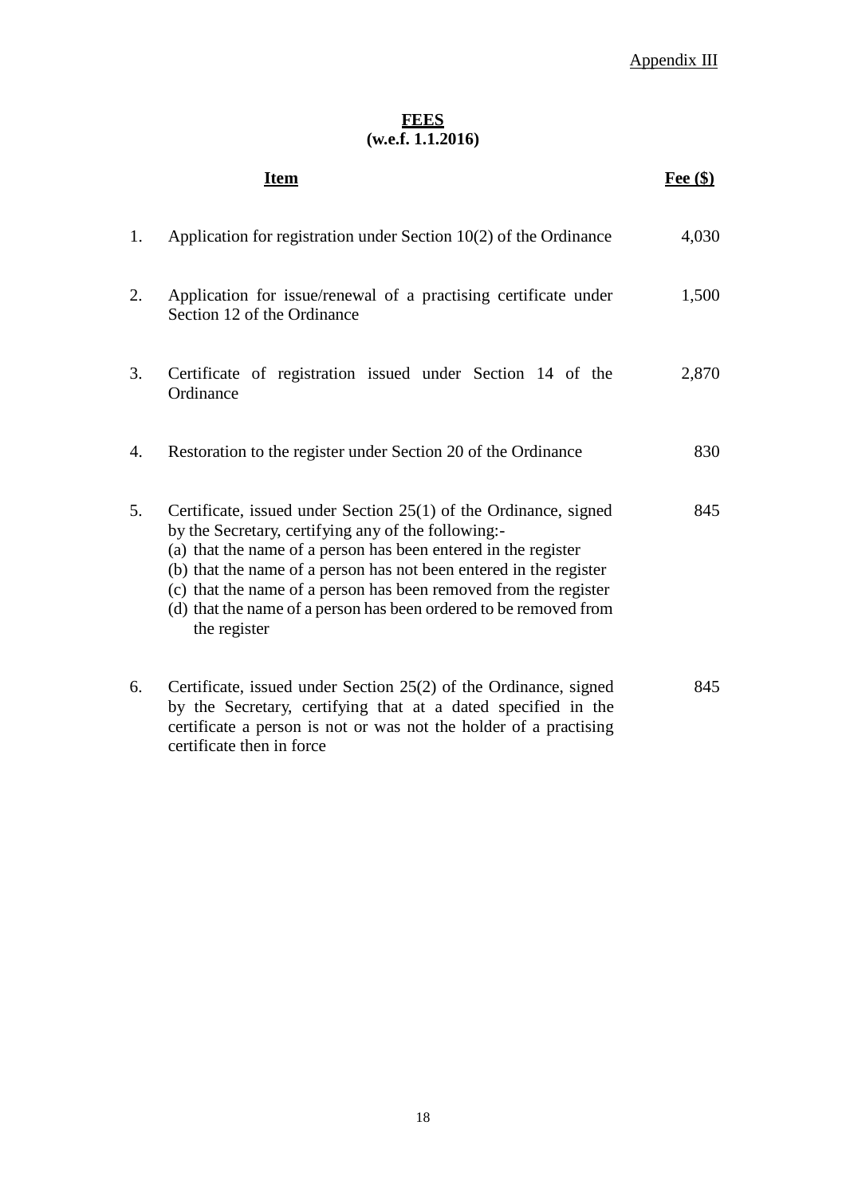Appendix III

**FEES**
**(w.e.f. 1.1.2016)**

| | Item | Fee ($) |
|---|---|---|
| 1. | Application for registration under Section 10(2) of the Ordinance | 4,030 |
| 2. | Application for issue/renewal of a practising certificate under Section 12 of the Ordinance | 1,500 |
| 3. | Certificate of registration issued under Section 14 of the Ordinance | 2,870 |
| 4. | Restoration to the register under Section 20 of the Ordinance | 830 |
| 5. | Certificate, issued under Section 25(1) of the Ordinance, signed by the Secretary, certifying any of the following:- (a) that the name of a person has been entered in the register (b) that the name of a person has not been entered in the register (c) that the name of a person has been removed from the register (d) that the name of a person has been ordered to be removed from the register | 845 |
| 6. | Certificate, issued under Section 25(2) of the Ordinance, signed by the Secretary, certifying that at a dated specified in the certificate a person is not or was not the holder of a practising certificate then in force | 845 |